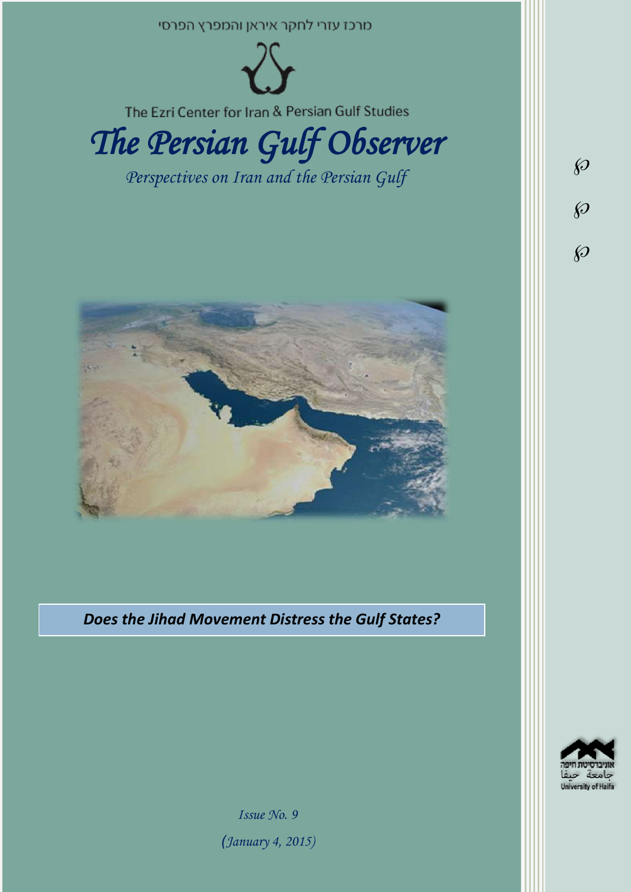מרכז עזרי לחקר איראן והמפרץ הפרסי

The Ezri Center for Iran & Persian Gulf Studies

# *The Persian Gulf Observer*

*Perspectives on Iran and the Persian Gulf*

***Does the Jihad Movement Distress the Gulf States?***

אוניברסיטת חיפה
جامعة حيفا
University of Haifa

*Issue No. 9*

*(January 4, 2015)*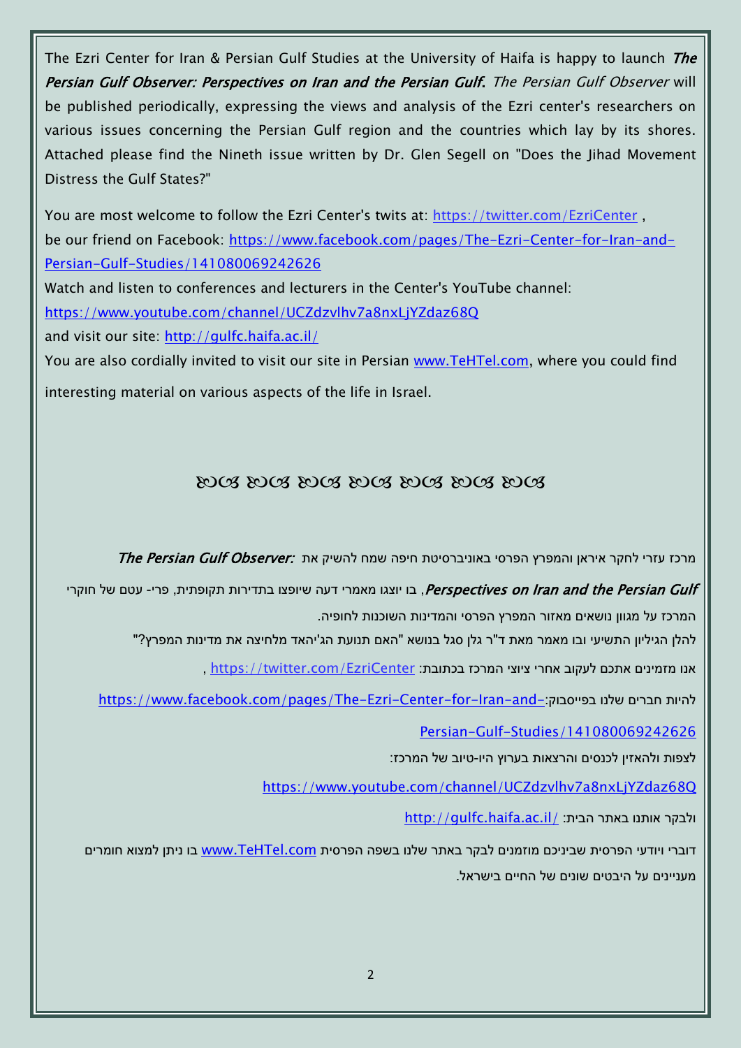The Ezri Center for Iran & Persian Gulf Studies at the University of Haifa is happy to launch ***The Persian Gulf Observer: Perspectives on Iran and the Persian Gulf***. *The Persian Gulf Observer* will be published periodically, expressing the views and analysis of the Ezri center's researchers on various issues concerning the Persian Gulf region and the countries which lay by its shores. Attached please find the Nineth issue written by Dr. Glen Segell on "Does the Jihad Movement Distress the Gulf States?"

You are most welcome to follow the Ezri Center's twits at: https://twitter.com/EzriCenter ,
be our friend on Facebook: https://www.facebook.com/pages/The-Ezri-Center-for-Iran-and-Persian-Gulf-Studies/141080069242626
Watch and listen to conferences and lecturers in the Center's YouTube channel:
https://www.youtube.com/channel/UCZdzvlhv7a8nxLjYZdaz68Q
and visit our site: http://gulfc.haifa.ac.il/
You are also cordially invited to visit our site in Persian www.TeHTel.com, where you could find interesting material on various aspects of the life in Israel.

ꕥ ꕥ ꕥ ꕥ ꕥ ꕥ ꕥ

מרכז עזרי לחקר איראן והמפרץ הפרסי באוניברסיטת חיפה שמח להשיק את ***The Persian Gulf Observer: Perspectives on Iran and the Persian Gulf***, בו יוצגו מאמרי דעה שיופצו בתדירות תקופתית, פרי- עטם של חוקרי המרכז על מגוון נושאים מאזור המפרץ הפרסי והמדינות השוכנות לחופיה.

להלן הגיליון התשיעי ובו מאמר מאת ד"ר גלן סגל בנושא "האם תנועת הג'יהאד מלחיצה את מדינות המפרץ?"

אנו מזמינים אתכם לעקוב אחרי ציוצי המרכז בכתובת: https://twitter.com/EzriCenter ,

להיות חברים שלנו בפייסבוק: https://www.facebook.com/pages/The-Ezri-Center-for-Iran-and-Persian-Gulf-Studies/141080069242626

לצפות ולהאזין לכנסים והרצאות בערוץ היו-טיוב של המרכז:

https://www.youtube.com/channel/UCZdzvlhv7a8nxLjYZdaz68Q

ולבקר אותנו באתר הבית: http://gulfc.haifa.ac.il/

דוברי ויודעי הפרסית שביניכם מוזמנים לבקר באתר שלנו בשפה הפרסית www.TeHTel.com בו ניתן למצוא חומרים מעניינים על היבטים שונים של החיים בישראל.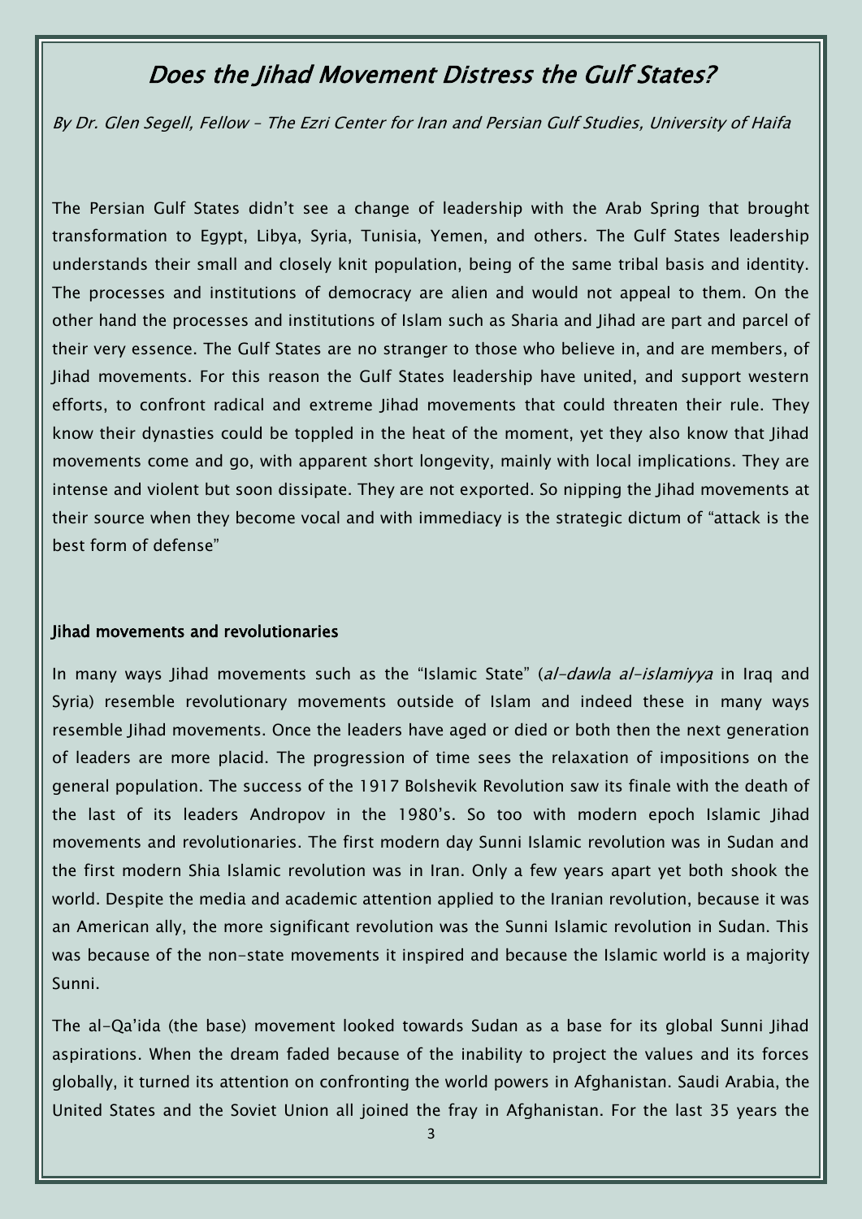# *Does the Jihad Movement Distress the Gulf States?*

*By Dr. Glen Segell, Fellow – The Ezri Center for Iran and Persian Gulf Studies, University of Haifa*

The Persian Gulf States didn't see a change of leadership with the Arab Spring that brought transformation to Egypt, Libya, Syria, Tunisia, Yemen, and others. The Gulf States leadership understands their small and closely knit population, being of the same tribal basis and identity. The processes and institutions of democracy are alien and would not appeal to them. On the other hand the processes and institutions of Islam such as Sharia and Jihad are part and parcel of their very essence. The Gulf States are no stranger to those who believe in, and are members, of Jihad movements. For this reason the Gulf States leadership have united, and support western efforts, to confront radical and extreme Jihad movements that could threaten their rule. They know their dynasties could be toppled in the heat of the moment, yet they also know that Jihad movements come and go, with apparent short longevity, mainly with local implications. They are intense and violent but soon dissipate. They are not exported. So nipping the Jihad movements at their source when they become vocal and with immediacy is the strategic dictum of "attack is the best form of defense"

### Jihad movements and revolutionaries

In many ways Jihad movements such as the "Islamic State" (*al-dawla al-islamiyya* in Iraq and Syria) resemble revolutionary movements outside of Islam and indeed these in many ways resemble Jihad movements. Once the leaders have aged or died or both then the next generation of leaders are more placid. The progression of time sees the relaxation of impositions on the general population. The success of the 1917 Bolshevik Revolution saw its finale with the death of the last of its leaders Andropov in the 1980's. So too with modern epoch Islamic Jihad movements and revolutionaries. The first modern day Sunni Islamic revolution was in Sudan and the first modern Shia Islamic revolution was in Iran. Only a few years apart yet both shook the world. Despite the media and academic attention applied to the Iranian revolution, because it was an American ally, the more significant revolution was the Sunni Islamic revolution in Sudan. This was because of the non-state movements it inspired and because the Islamic world is a majority Sunni.

The al-Qa'ida (the base) movement looked towards Sudan as a base for its global Sunni Jihad aspirations. When the dream faded because of the inability to project the values and its forces globally, it turned its attention on confronting the world powers in Afghanistan. Saudi Arabia, the United States and the Soviet Union all joined the fray in Afghanistan. For the last 35 years the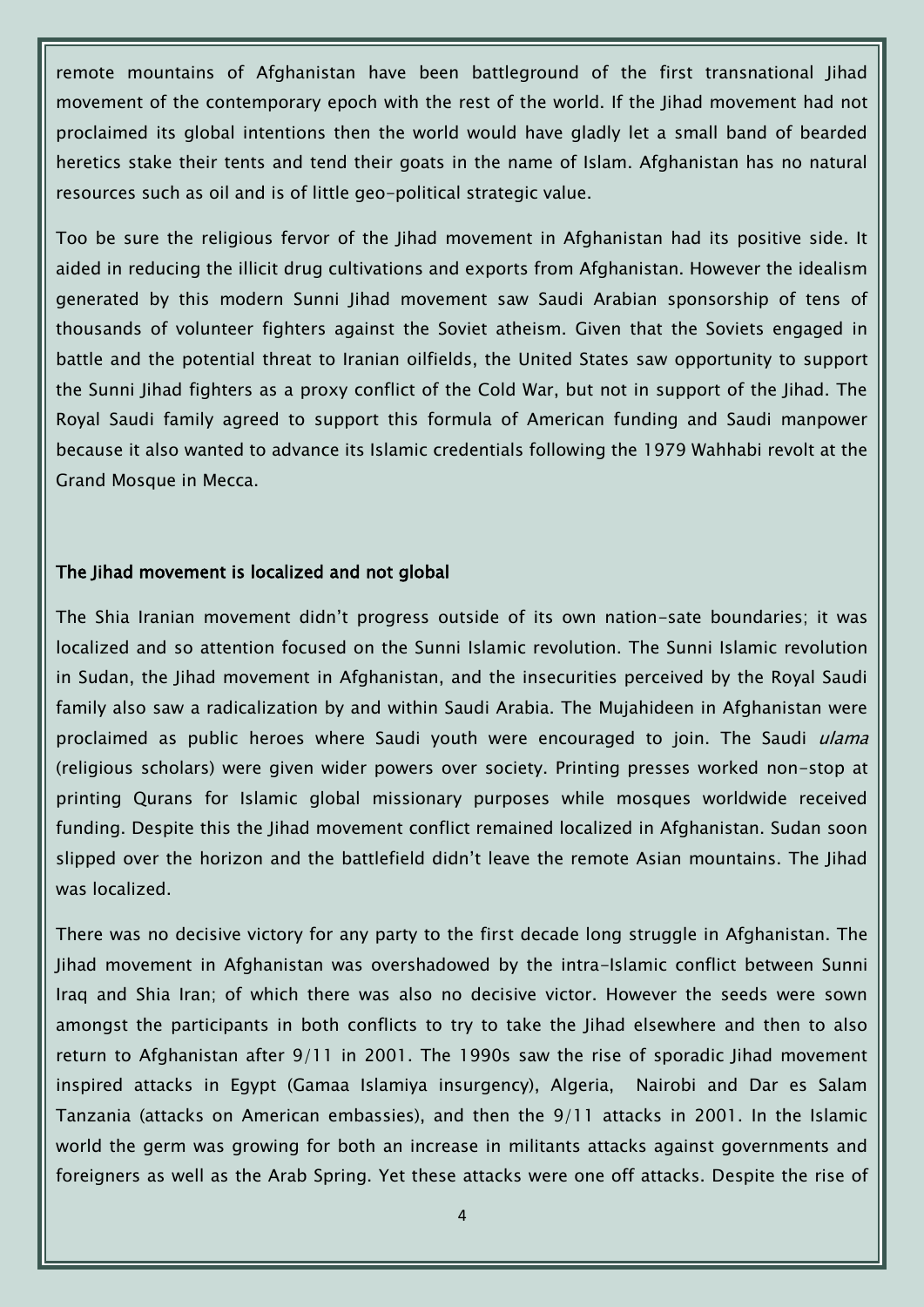remote mountains of Afghanistan have been battleground of the first transnational Jihad movement of the contemporary epoch with the rest of the world. If the Jihad movement had not proclaimed its global intentions then the world would have gladly let a small band of bearded heretics stake their tents and tend their goats in the name of Islam. Afghanistan has no natural resources such as oil and is of little geo-political strategic value.

Too be sure the religious fervor of the Jihad movement in Afghanistan had its positive side. It aided in reducing the illicit drug cultivations and exports from Afghanistan. However the idealism generated by this modern Sunni Jihad movement saw Saudi Arabian sponsorship of tens of thousands of volunteer fighters against the Soviet atheism. Given that the Soviets engaged in battle and the potential threat to Iranian oilfields, the United States saw opportunity to support the Sunni Jihad fighters as a proxy conflict of the Cold War, but not in support of the Jihad. The Royal Saudi family agreed to support this formula of American funding and Saudi manpower because it also wanted to advance its Islamic credentials following the 1979 Wahhabi revolt at the Grand Mosque in Mecca.

## The Jihad movement is localized and not global

The Shia Iranian movement didn't progress outside of its own nation-sate boundaries; it was localized and so attention focused on the Sunni Islamic revolution. The Sunni Islamic revolution in Sudan, the Jihad movement in Afghanistan, and the insecurities perceived by the Royal Saudi family also saw a radicalization by and within Saudi Arabia. The Mujahideen in Afghanistan were proclaimed as public heroes where Saudi youth were encouraged to join. The Saudi *ulama* (religious scholars) were given wider powers over society. Printing presses worked non-stop at printing Qurans for Islamic global missionary purposes while mosques worldwide received funding. Despite this the Jihad movement conflict remained localized in Afghanistan. Sudan soon slipped over the horizon and the battlefield didn't leave the remote Asian mountains. The Jihad was localized.

There was no decisive victory for any party to the first decade long struggle in Afghanistan. The Jihad movement in Afghanistan was overshadowed by the intra-Islamic conflict between Sunni Iraq and Shia Iran; of which there was also no decisive victor. However the seeds were sown amongst the participants in both conflicts to try to take the Jihad elsewhere and then to also return to Afghanistan after 9/11 in 2001. The 1990s saw the rise of sporadic Jihad movement inspired attacks in Egypt (Gamaa Islamiya insurgency), Algeria, Nairobi and Dar es Salam Tanzania (attacks on American embassies), and then the 9/11 attacks in 2001. In the Islamic world the germ was growing for both an increase in militants attacks against governments and foreigners as well as the Arab Spring. Yet these attacks were one off attacks. Despite the rise of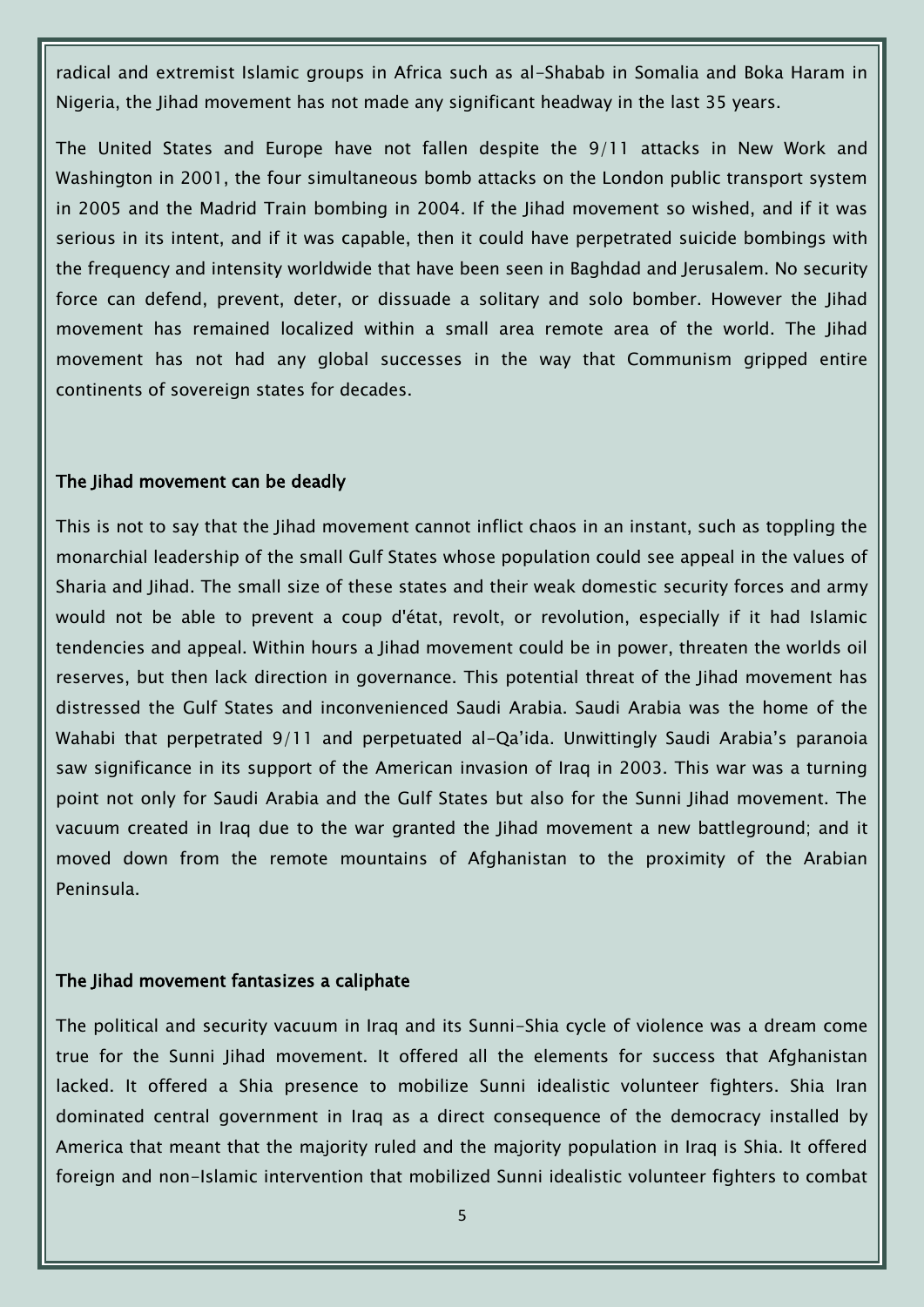radical and extremist Islamic groups in Africa such as al-Shabab in Somalia and Boka Haram in Nigeria, the Jihad movement has not made any significant headway in the last 35 years.

The United States and Europe have not fallen despite the 9/11 attacks in New Work and Washington in 2001, the four simultaneous bomb attacks on the London public transport system in 2005 and the Madrid Train bombing in 2004. If the Jihad movement so wished, and if it was serious in its intent, and if it was capable, then it could have perpetrated suicide bombings with the frequency and intensity worldwide that have been seen in Baghdad and Jerusalem. No security force can defend, prevent, deter, or dissuade a solitary and solo bomber. However the Jihad movement has remained localized within a small area remote area of the world. The Jihad movement has not had any global successes in the way that Communism gripped entire continents of sovereign states for decades.

### The Jihad movement can be deadly

This is not to say that the Jihad movement cannot inflict chaos in an instant, such as toppling the monarchial leadership of the small Gulf States whose population could see appeal in the values of Sharia and Jihad. The small size of these states and their weak domestic security forces and army would not be able to prevent a coup d'état, revolt, or revolution, especially if it had Islamic tendencies and appeal. Within hours a Jihad movement could be in power, threaten the worlds oil reserves, but then lack direction in governance. This potential threat of the Jihad movement has distressed the Gulf States and inconvenienced Saudi Arabia. Saudi Arabia was the home of the Wahabi that perpetrated 9/11 and perpetuated al-Qa'ida. Unwittingly Saudi Arabia's paranoia saw significance in its support of the American invasion of Iraq in 2003. This war was a turning point not only for Saudi Arabia and the Gulf States but also for the Sunni Jihad movement. The vacuum created in Iraq due to the war granted the Jihad movement a new battleground; and it moved down from the remote mountains of Afghanistan to the proximity of the Arabian Peninsula.

### The Jihad movement fantasizes a caliphate

The political and security vacuum in Iraq and its Sunni-Shia cycle of violence was a dream come true for the Sunni Jihad movement. It offered all the elements for success that Afghanistan lacked. It offered a Shia presence to mobilize Sunni idealistic volunteer fighters. Shia Iran dominated central government in Iraq as a direct consequence of the democracy installed by America that meant that the majority ruled and the majority population in Iraq is Shia. It offered foreign and non-Islamic intervention that mobilized Sunni idealistic volunteer fighters to combat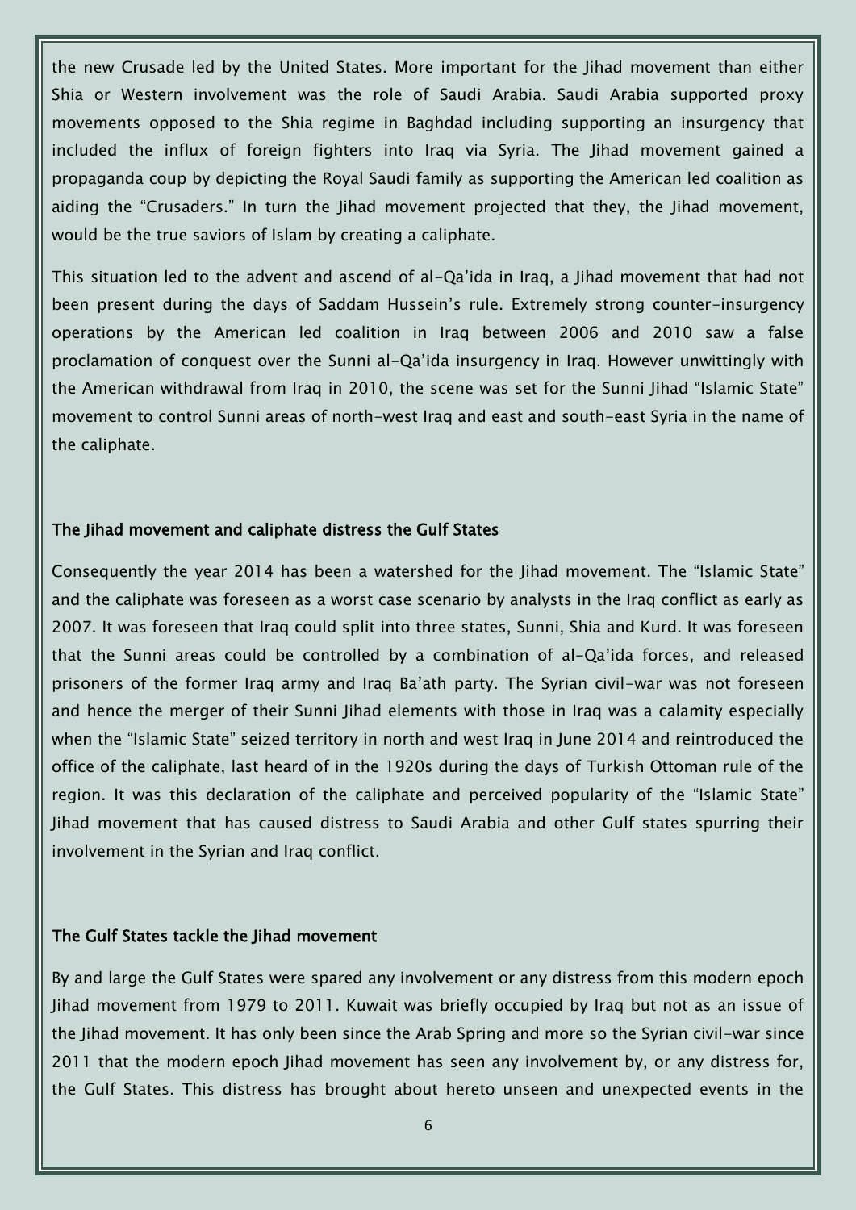the new Crusade led by the United States. More important for the Jihad movement than either Shia or Western involvement was the role of Saudi Arabia. Saudi Arabia supported proxy movements opposed to the Shia regime in Baghdad including supporting an insurgency that included the influx of foreign fighters into Iraq via Syria. The Jihad movement gained a propaganda coup by depicting the Royal Saudi family as supporting the American led coalition as aiding the "Crusaders." In turn the Jihad movement projected that they, the Jihad movement, would be the true saviors of Islam by creating a caliphate.

This situation led to the advent and ascend of al-Qa'ida in Iraq, a Jihad movement that had not been present during the days of Saddam Hussein's rule. Extremely strong counter-insurgency operations by the American led coalition in Iraq between 2006 and 2010 saw a false proclamation of conquest over the Sunni al-Qa'ida insurgency in Iraq. However unwittingly with the American withdrawal from Iraq in 2010, the scene was set for the Sunni Jihad "Islamic State" movement to control Sunni areas of north-west Iraq and east and south-east Syria in the name of the caliphate.

### The Jihad movement and caliphate distress the Gulf States

Consequently the year 2014 has been a watershed for the Jihad movement. The "Islamic State" and the caliphate was foreseen as a worst case scenario by analysts in the Iraq conflict as early as 2007. It was foreseen that Iraq could split into three states, Sunni, Shia and Kurd. It was foreseen that the Sunni areas could be controlled by a combination of al-Qa'ida forces, and released prisoners of the former Iraq army and Iraq Ba'ath party. The Syrian civil-war was not foreseen and hence the merger of their Sunni Jihad elements with those in Iraq was a calamity especially when the "Islamic State" seized territory in north and west Iraq in June 2014 and reintroduced the office of the caliphate, last heard of in the 1920s during the days of Turkish Ottoman rule of the region. It was this declaration of the caliphate and perceived popularity of the "Islamic State" Jihad movement that has caused distress to Saudi Arabia and other Gulf states spurring their involvement in the Syrian and Iraq conflict.

### The Gulf States tackle the Jihad movement

By and large the Gulf States were spared any involvement or any distress from this modern epoch Jihad movement from 1979 to 2011. Kuwait was briefly occupied by Iraq but not as an issue of the Jihad movement. It has only been since the Arab Spring and more so the Syrian civil-war since 2011 that the modern epoch Jihad movement has seen any involvement by, or any distress for, the Gulf States. This distress has brought about hereto unseen and unexpected events in the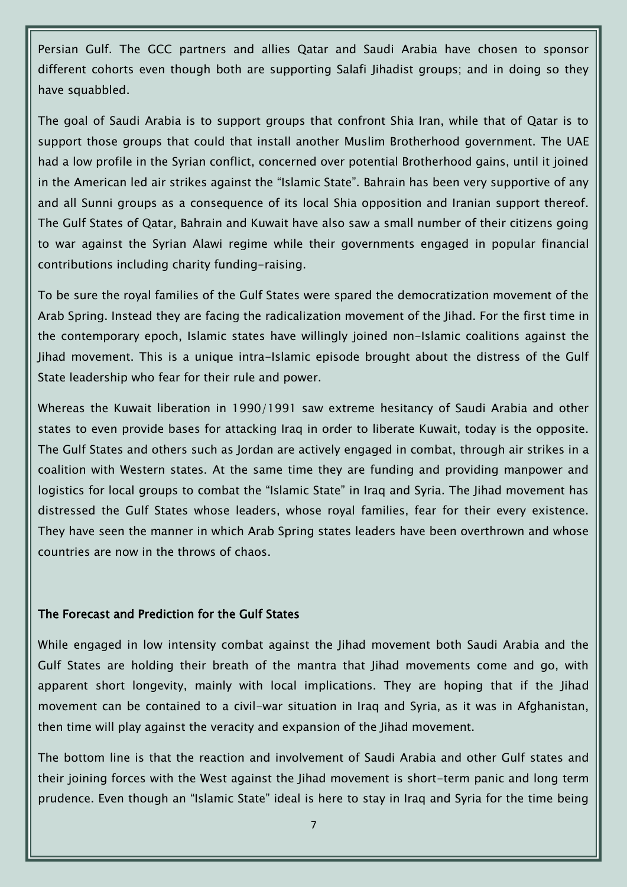Persian Gulf. The GCC partners and allies Qatar and Saudi Arabia have chosen to sponsor different cohorts even though both are supporting Salafi Jihadist groups; and in doing so they have squabbled.

The goal of Saudi Arabia is to support groups that confront Shia Iran, while that of Qatar is to support those groups that could that install another Muslim Brotherhood government. The UAE had a low profile in the Syrian conflict, concerned over potential Brotherhood gains, until it joined in the American led air strikes against the "Islamic State". Bahrain has been very supportive of any and all Sunni groups as a consequence of its local Shia opposition and Iranian support thereof. The Gulf States of Qatar, Bahrain and Kuwait have also saw a small number of their citizens going to war against the Syrian Alawi regime while their governments engaged in popular financial contributions including charity funding-raising.

To be sure the royal families of the Gulf States were spared the democratization movement of the Arab Spring. Instead they are facing the radicalization movement of the Jihad. For the first time in the contemporary epoch, Islamic states have willingly joined non-Islamic coalitions against the Jihad movement. This is a unique intra-Islamic episode brought about the distress of the Gulf State leadership who fear for their rule and power.

Whereas the Kuwait liberation in 1990/1991 saw extreme hesitancy of Saudi Arabia and other states to even provide bases for attacking Iraq in order to liberate Kuwait, today is the opposite. The Gulf States and others such as Jordan are actively engaged in combat, through air strikes in a coalition with Western states. At the same time they are funding and providing manpower and logistics for local groups to combat the "Islamic State" in Iraq and Syria. The Jihad movement has distressed the Gulf States whose leaders, whose royal families, fear for their every existence. They have seen the manner in which Arab Spring states leaders have been overthrown and whose countries are now in the throws of chaos.

### The Forecast and Prediction for the Gulf States

While engaged in low intensity combat against the Jihad movement both Saudi Arabia and the Gulf States are holding their breath of the mantra that Jihad movements come and go, with apparent short longevity, mainly with local implications. They are hoping that if the Jihad movement can be contained to a civil-war situation in Iraq and Syria, as it was in Afghanistan, then time will play against the veracity and expansion of the Jihad movement.

The bottom line is that the reaction and involvement of Saudi Arabia and other Gulf states and their joining forces with the West against the Jihad movement is short-term panic and long term prudence. Even though an "Islamic State" ideal is here to stay in Iraq and Syria for the time being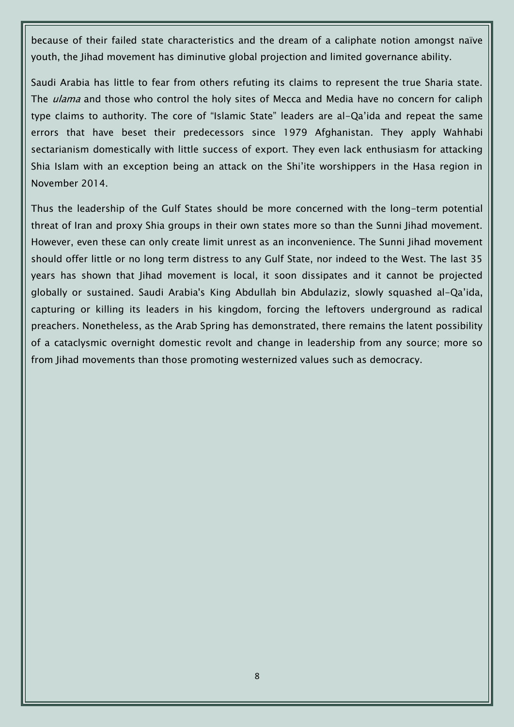because of their failed state characteristics and the dream of a caliphate notion amongst naïve youth, the Jihad movement has diminutive global projection and limited governance ability.

Saudi Arabia has little to fear from others refuting its claims to represent the true Sharia state. The *ulama* and those who control the holy sites of Mecca and Media have no concern for caliph type claims to authority. The core of "Islamic State" leaders are al-Qa'ida and repeat the same errors that have beset their predecessors since 1979 Afghanistan. They apply Wahhabi sectarianism domestically with little success of export. They even lack enthusiasm for attacking Shia Islam with an exception being an attack on the Shi'ite worshippers in the Hasa region in November 2014.

Thus the leadership of the Gulf States should be more concerned with the long-term potential threat of Iran and proxy Shia groups in their own states more so than the Sunni Jihad movement. However, even these can only create limit unrest as an inconvenience. The Sunni Jihad movement should offer little or no long term distress to any Gulf State, nor indeed to the West. The last 35 years has shown that Jihad movement is local, it soon dissipates and it cannot be projected globally or sustained. Saudi Arabia's King Abdullah bin Abdulaziz, slowly squashed al-Qa'ida, capturing or killing its leaders in his kingdom, forcing the leftovers underground as radical preachers. Nonetheless, as the Arab Spring has demonstrated, there remains the latent possibility of a cataclysmic overnight domestic revolt and change in leadership from any source; more so from Jihad movements than those promoting westernized values such as democracy.